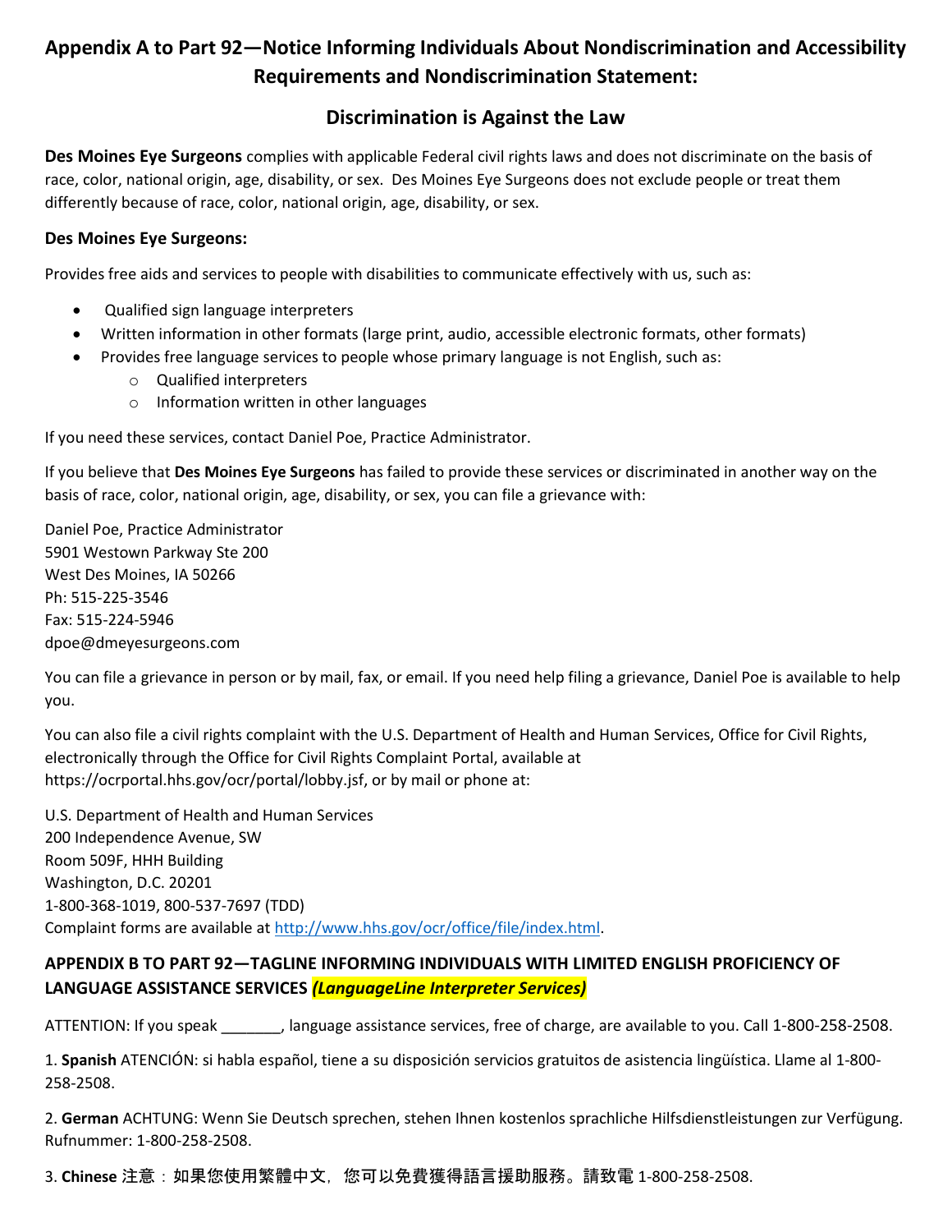# Appendix A to Part 92—Notice Informing Individuals About Nondiscrimination and Accessibility Requirements and Nondiscrimination Statement:

## Discrimination is Against the Law

**Des Moines Eye Surgeons** complies with applicable Federal civil rights laws and does not discriminate on the basis of race, color, national origin, age, disability, or sex. Des Moines Eye Surgeons does not exclude people or treat them differently because of race, color, national origin, age, disability, or sex.

**Des Moines Eye Surgeons:**

Provides free aids and services to people with disabilities to communicate effectively with us, such as:

- Qualified sign language interpreters
- Written information in other formats (large print, audio, accessible electronic formats, other formats)
- Provides free language services to people whose primary language is not English, such as:
    - Qualified interpreters
    - Information written in other languages

If you need these services, contact Daniel Poe, Practice Administrator.

If you believe that **Des Moines Eye Surgeons** has failed to provide these services or discriminated in another way on the basis of race, color, national origin, age, disability, or sex, you can file a grievance with:

Daniel Poe, Practice Administrator
5901 Westown Parkway Ste 200
West Des Moines, IA 50266
Ph: 515-225-3546
Fax: 515-224-5946
dpoe@dmeyesurgeons.com

You can file a grievance in person or by mail, fax, or email. If you need help filing a grievance, Daniel Poe is available to help you.

You can also file a civil rights complaint with the U.S. Department of Health and Human Services, Office for Civil Rights, electronically through the Office for Civil Rights Complaint Portal, available at https://ocrportal.hhs.gov/ocr/portal/lobby.jsf, or by mail or phone at:

U.S. Department of Health and Human Services
200 Independence Avenue, SW
Room 509F, HHH Building
Washington, D.C. 20201
1-800-368-1019, 800-537-7697 (TDD)
Complaint forms are available at http://www.hhs.gov/ocr/office/file/index.html.

### APPENDIX B TO PART 92—TAGLINE INFORMING INDIVIDUALS WITH LIMITED ENGLISH PROFICIENCY OF LANGUAGE ASSISTANCE SERVICES *(LanguageLine Interpreter Services)*

ATTENTION: If you speak _______, language assistance services, free of charge, are available to you. Call 1-800-258-2508.

1. **Spanish** ATENCIÓN: si habla español, tiene a su disposición servicios gratuitos de asistencia lingüística. Llame al 1-800-258-2508.

2. **German** ACHTUNG: Wenn Sie Deutsch sprechen, stehen Ihnen kostenlos sprachliche Hilfsdienstleistungen zur Verfügung. Rufnummer: 1-800-258-2508.

3. **Chinese** 注意：如果您使用繁體中文，您可以免費獲得語言援助服務。請致電 1-800-258-2508.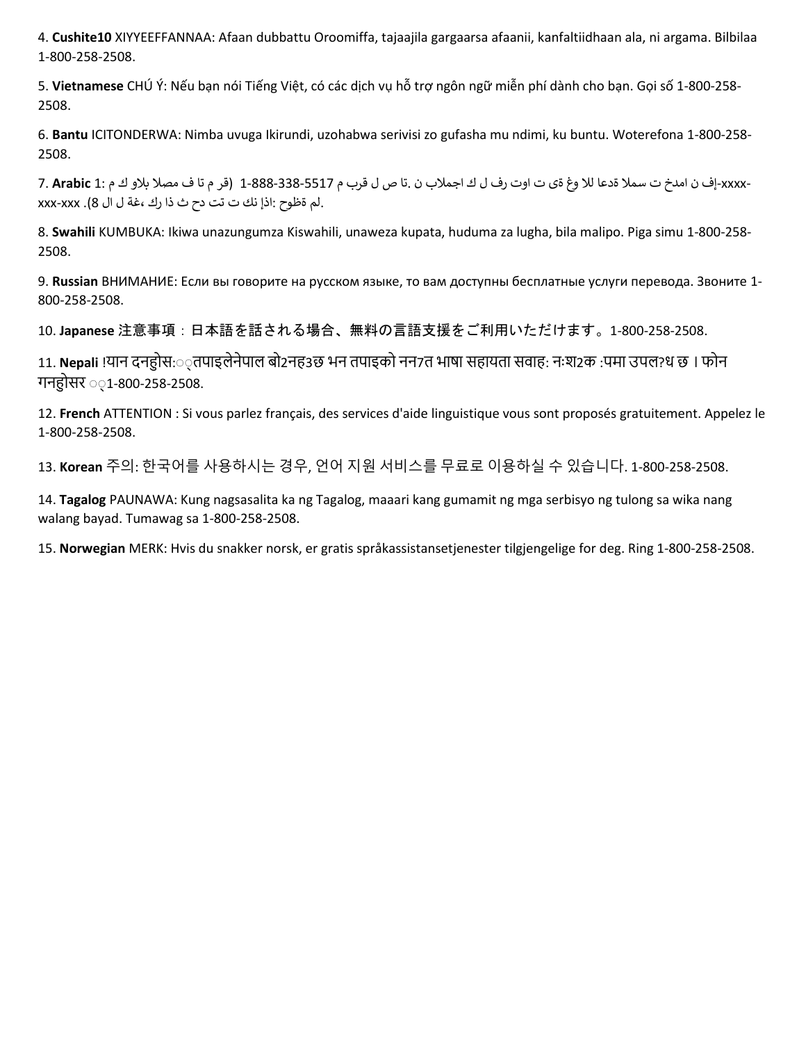4. **Cushite10** XIYYEEFFANNAA: Afaan dubbattu Oroomiffa, tajaajila gargaarsa afaanii, kanfaltiidhaan ala, ni argama. Bilbilaa 1-800-258-2508.

5. **Vietnamese** CHÚ Ý: Nếu bạn nói Tiếng Việt, có các dịch vụ hỗ trợ ngôn ngữ miễn phí dành cho bạn. Gọi số 1-800-258-2508.

6. **Bantu** ICITONDERWA: Nimba uvuga Ikirundi, uzohabwa serivisi zo gufasha mu ndimi, ku buntu. Woterefona 1-800-258-2508.

7. **Arabic** 1: م ك وﻼﺒ مصلا ف تا م قر)  1-888-338-5517 م قرب ل ص تا. ن اجملاب ك ل فر تاوت ة ى غو للا ةدعا سملا ت امدخ ن فإ-xxxx-xxx-xxx .(8 لا ل ةغ، كر اذ ث حد تت ت كن اذإ: حوظة لم.

8. **Swahili** KUMBUKA: Ikiwa unazungumza Kiswahili, unaweza kupata, huduma za lugha, bila malipo. Piga simu 1-800-258-2508.

9. **Russian** ВНИМАНИЕ: Если вы говорите на русском языке, то вам доступны бесплатные услуги перевода. Звоните 1-800-258-2508.

10. **Japanese** 注意事項：日本語を話される場合、無料の言語支援をご利用いただけます。1-800-258-2508.

11. **Nepali** !यान दनहोस:ुतपाइलेनेपाल बो2नह3छ भन तपाइको नन7त भाषा सहायता सवाह: नःश2क :पमा उपल?ध छ । फोन गनहोसर ु1-800-258-2508.

12. **French** ATTENTION : Si vous parlez français, des services d'aide linguistique vous sont proposés gratuitement. Appelez le 1-800-258-2508.

13. **Korean** 주의: 한국어를 사용하시는 경우, 언어 지원 서비스를 무료로 이용하실 수 있습니다. 1-800-258-2508.

14. **Tagalog** PAUNAWA: Kung nagsasalita ka ng Tagalog, maaari kang gumamit ng mga serbisyo ng tulong sa wika nang walang bayad. Tumawag sa 1-800-258-2508.

15. **Norwegian** MERK: Hvis du snakker norsk, er gratis språkassistansetjenester tilgjengelige for deg. Ring 1-800-258-2508.